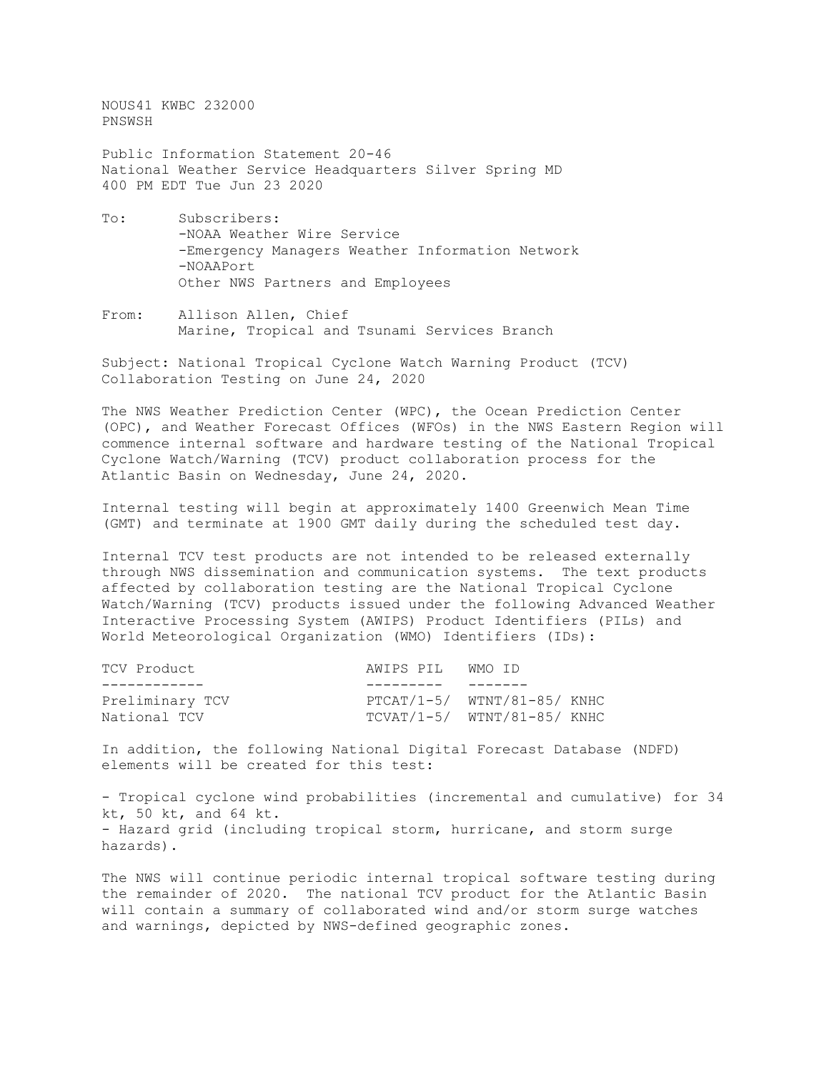NOUS41 KWBC 232000
PNSWSH

Public Information Statement 20-46
National Weather Service Headquarters Silver Spring MD
400 PM EDT Tue Jun 23 2020

To: Subscribers:
-NOAA Weather Wire Service
-Emergency Managers Weather Information Network
-NOAAPort
Other NWS Partners and Employees

From: Allison Allen, Chief
Marine, Tropical and Tsunami Services Branch

Subject: National Tropical Cyclone Watch Warning Product (TCV) Collaboration Testing on June 24, 2020

The NWS Weather Prediction Center (WPC), the Ocean Prediction Center (OPC), and Weather Forecast Offices (WFOs) in the NWS Eastern Region will commence internal software and hardware testing of the National Tropical Cyclone Watch/Warning (TCV) product collaboration process for the Atlantic Basin on Wednesday, June 24, 2020.

Internal testing will begin at approximately 1400 Greenwich Mean Time (GMT) and terminate at 1900 GMT daily during the scheduled test day.

Internal TCV test products are not intended to be released externally through NWS dissemination and communication systems. The text products affected by collaboration testing are the National Tropical Cyclone Watch/Warning (TCV) products issued under the following Advanced Weather Interactive Processing System (AWIPS) Product Identifiers (PILs) and World Meteorological Organization (WMO) Identifiers (IDs):

| TCV Product | AWIPS PIL | WMO ID |
|---|---|---|
| Preliminary TCV | PTCAT/1-5/ | WTNT/81-85/ KNHC |
| National TCV | TCVAT/1-5/ | WTNT/81-85/ KNHC |

In addition, the following National Digital Forecast Database (NDFD) elements will be created for this test:

- Tropical cyclone wind probabilities (incremental and cumulative) for 34 kt, 50 kt, and 64 kt.
- Hazard grid (including tropical storm, hurricane, and storm surge hazards).

The NWS will continue periodic internal tropical software testing during the remainder of 2020. The national TCV product for the Atlantic Basin will contain a summary of collaborated wind and/or storm surge watches and warnings, depicted by NWS-defined geographic zones.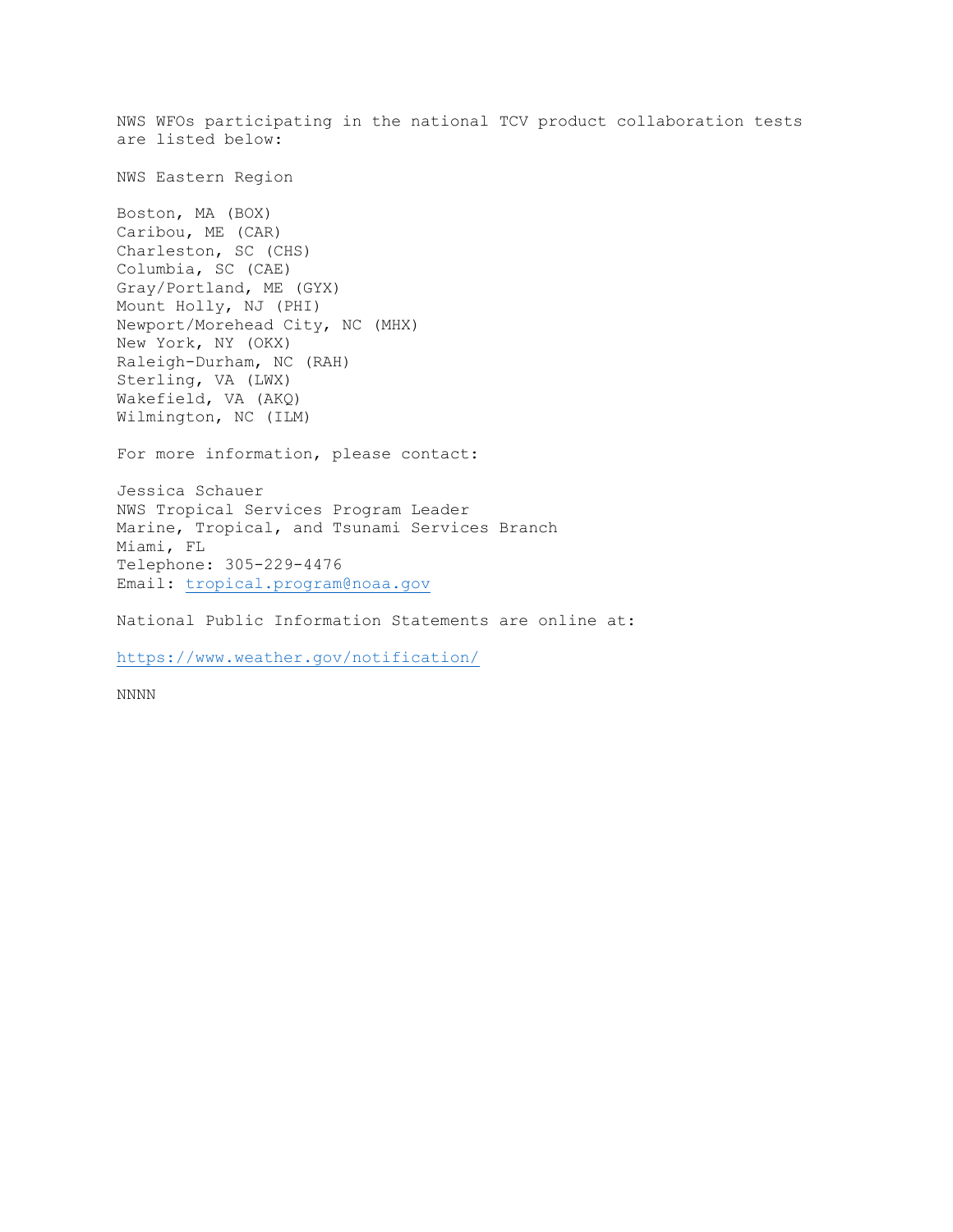NWS WFOs participating in the national TCV product collaboration tests are listed below:

NWS Eastern Region

Boston, MA (BOX)
Caribou, ME (CAR)
Charleston, SC (CHS)
Columbia, SC (CAE)
Gray/Portland, ME (GYX)
Mount Holly, NJ (PHI)
Newport/Morehead City, NC (MHX)
New York, NY (OKX)
Raleigh-Durham, NC (RAH)
Sterling, VA (LWX)
Wakefield, VA (AKQ)
Wilmington, NC (ILM)

For more information, please contact:

Jessica Schauer
NWS Tropical Services Program Leader
Marine, Tropical, and Tsunami Services Branch
Miami, FL
Telephone: 305-229-4476
Email: tropical.program@noaa.gov

National Public Information Statements are online at:

https://www.weather.gov/notification/

NNNN